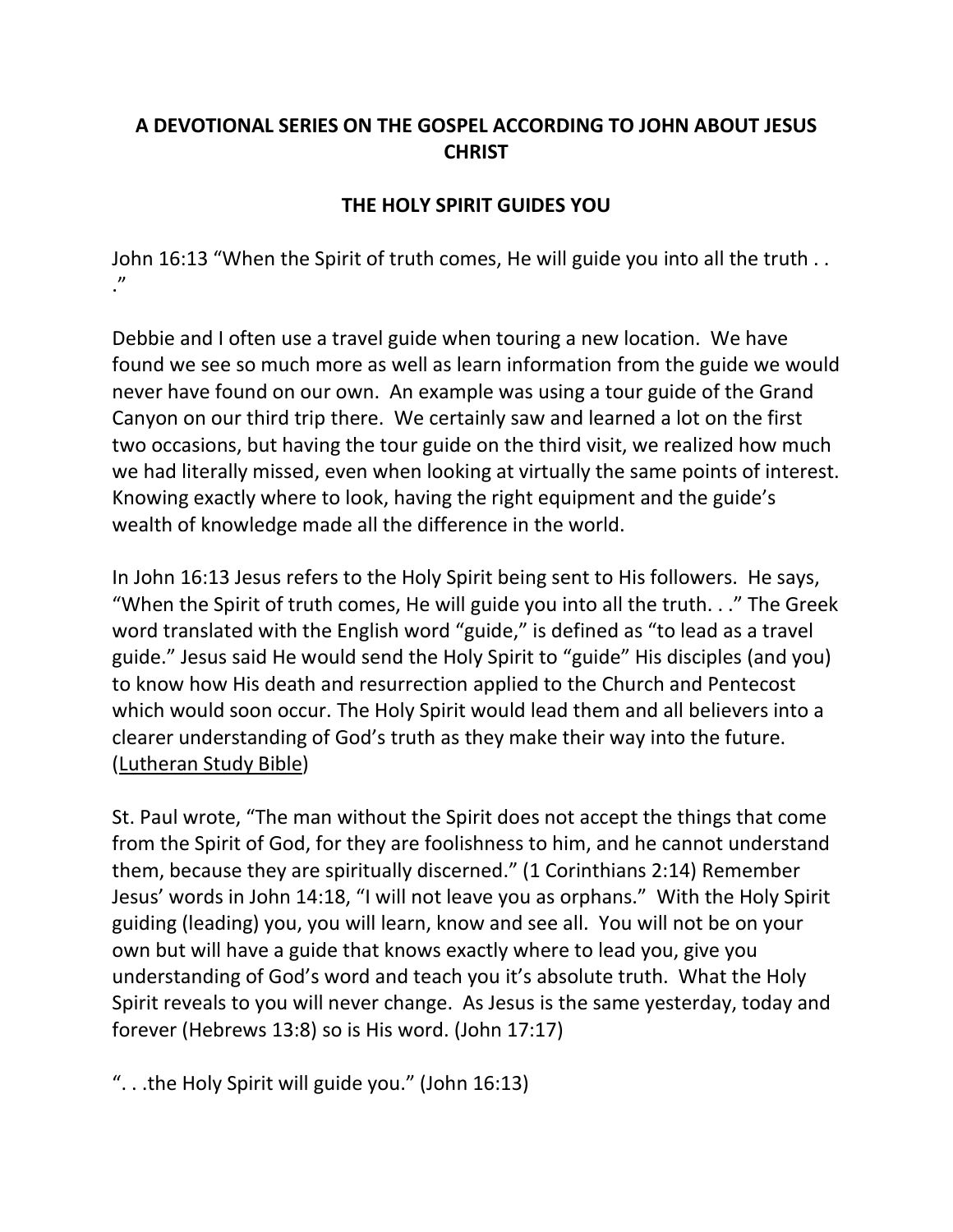# A DEVOTIONAL SERIES ON THE GOSPEL ACCORDING TO JOHN ABOUT JESUS CHRIST

## THE HOLY SPIRIT GUIDES YOU

John 16:13 "When the Spirit of truth comes, He will guide you into all the truth . . ."

Debbie and I often use a travel guide when touring a new location. We have found we see so much more as well as learn information from the guide we would never have found on our own. An example was using a tour guide of the Grand Canyon on our third trip there. We certainly saw and learned a lot on the first two occasions, but having the tour guide on the third visit, we realized how much we had literally missed, even when looking at virtually the same points of interest. Knowing exactly where to look, having the right equipment and the guide's wealth of knowledge made all the difference in the world.

In John 16:13 Jesus refers to the Holy Spirit being sent to His followers. He says, "When the Spirit of truth comes, He will guide you into all the truth. . ." The Greek word translated with the English word "guide," is defined as "to lead as a travel guide." Jesus said He would send the Holy Spirit to "guide" His disciples (and you) to know how His death and resurrection applied to the Church and Pentecost which would soon occur. The Holy Spirit would lead them and all believers into a clearer understanding of God's truth as they make their way into the future. (Lutheran Study Bible)

St. Paul wrote, "The man without the Spirit does not accept the things that come from the Spirit of God, for they are foolishness to him, and he cannot understand them, because they are spiritually discerned." (1 Corinthians 2:14) Remember Jesus' words in John 14:18, "I will not leave you as orphans." With the Holy Spirit guiding (leading) you, you will learn, know and see all. You will not be on your own but will have a guide that knows exactly where to lead you, give you understanding of God's word and teach you it's absolute truth. What the Holy Spirit reveals to you will never change. As Jesus is the same yesterday, today and forever (Hebrews 13:8) so is His word. (John 17:17)

". . .the Holy Spirit will guide you." (John 16:13)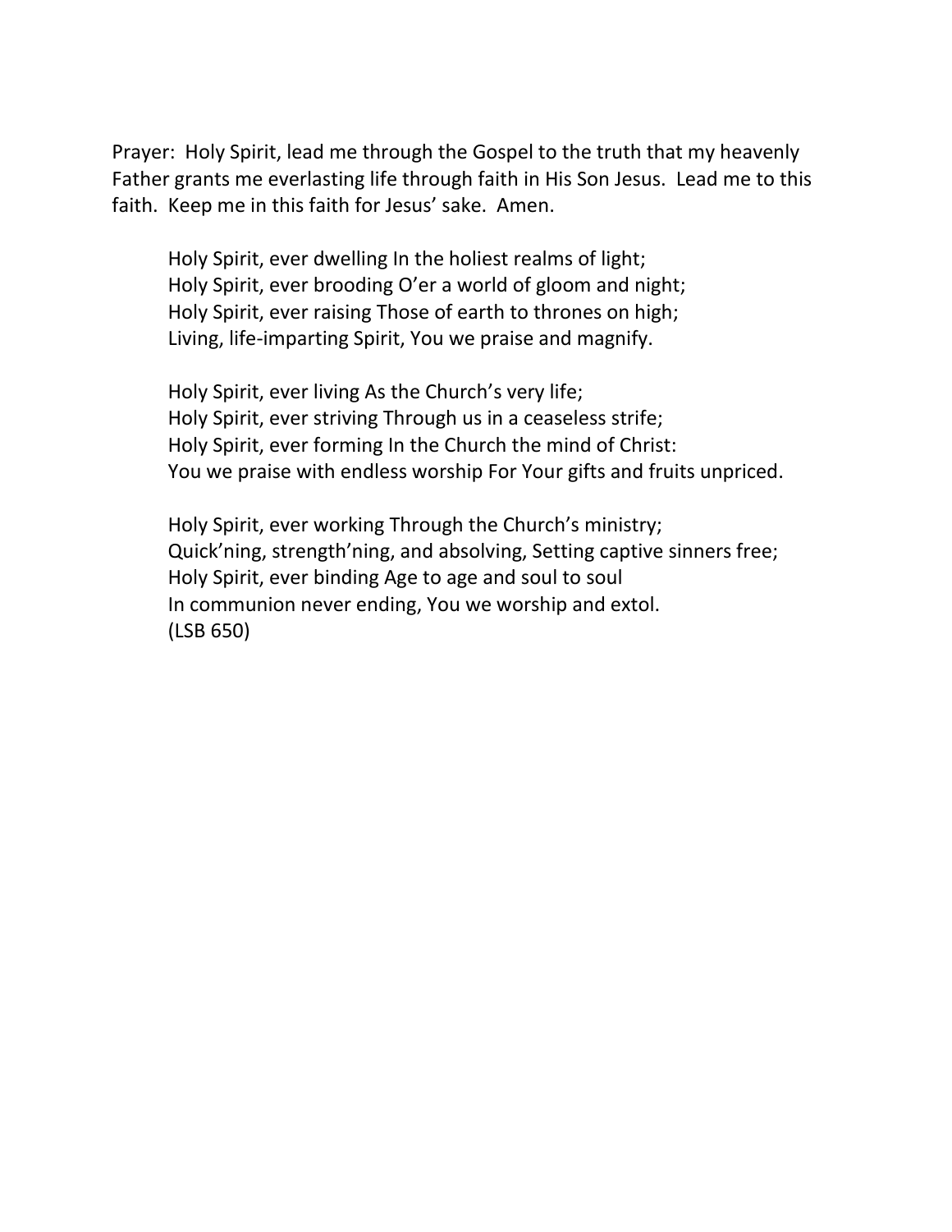Prayer: Holy Spirit, lead me through the Gospel to the truth that my heavenly Father grants me everlasting life through faith in His Son Jesus. Lead me to this faith. Keep me in this faith for Jesus' sake. Amen.

> Holy Spirit, ever dwelling In the holiest realms of light;
> Holy Spirit, ever brooding O'er a world of gloom and night;
> Holy Spirit, ever raising Those of earth to thrones on high;
> Living, life-imparting Spirit, You we praise and magnify.
>
> Holy Spirit, ever living As the Church's very life;
> Holy Spirit, ever striving Through us in a ceaseless strife;
> Holy Spirit, ever forming In the Church the mind of Christ:
> You we praise with endless worship For Your gifts and fruits unpriced.
>
> Holy Spirit, ever working Through the Church's ministry;
> Quick'ning, strength'ning, and absolving, Setting captive sinners free;
> Holy Spirit, ever binding Age to age and soul to soul
> In communion never ending, You we worship and extol.
> (LSB 650)